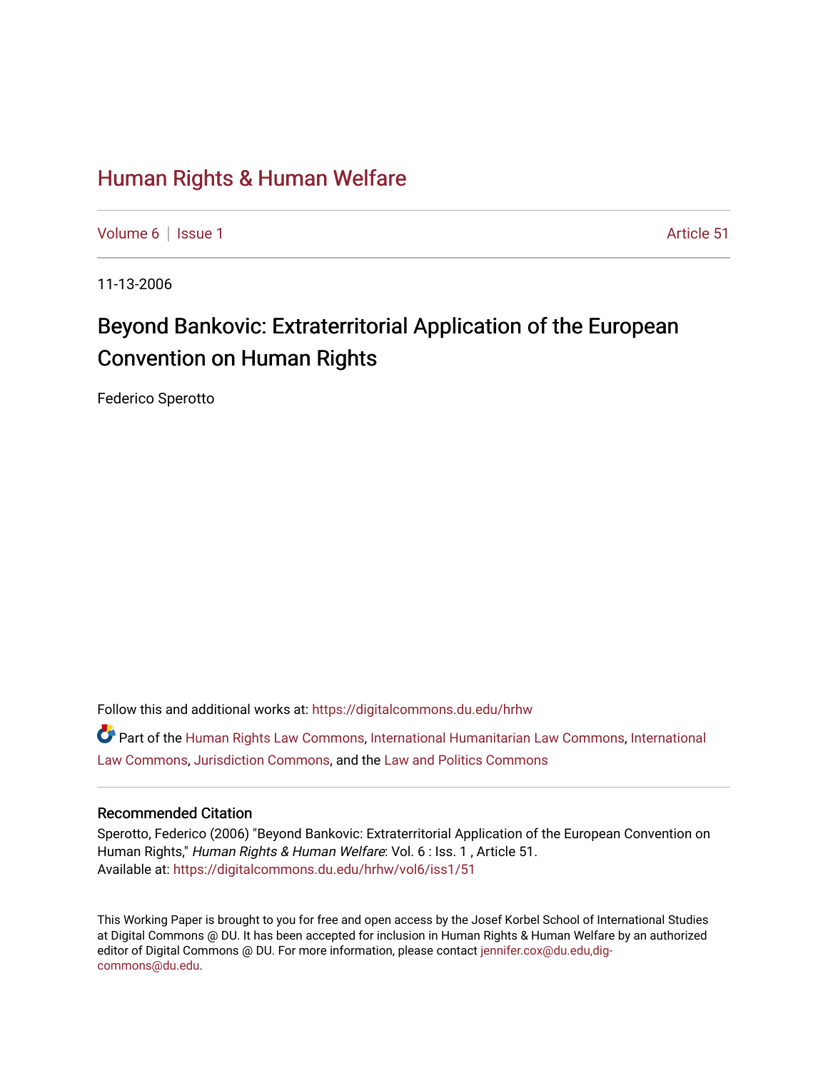# Human Rights & Human Welfare

Volume 6 | Issue 1 Article 51

11-13-2006

## Beyond Bankovic: Extraterritorial Application of the European Convention on Human Rights

Federico Sperotto

Follow this and additional works at: https://digitalcommons.du.edu/hrhw

Part of the Human Rights Law Commons, International Humanitarian Law Commons, International Law Commons, Jurisdiction Commons, and the Law and Politics Commons

### Recommended Citation

Sperotto, Federico (2006) "Beyond Bankovic: Extraterritorial Application of the European Convention on Human Rights," *Human Rights & Human Welfare*: Vol. 6 : Iss. 1 , Article 51.
Available at: https://digitalcommons.du.edu/hrhw/vol6/iss1/51

This Working Paper is brought to you for free and open access by the Josef Korbel School of International Studies at Digital Commons @ DU. It has been accepted for inclusion in Human Rights & Human Welfare by an authorized editor of Digital Commons @ DU. For more information, please contact jennifer.cox@du.edu,dig-commons@du.edu.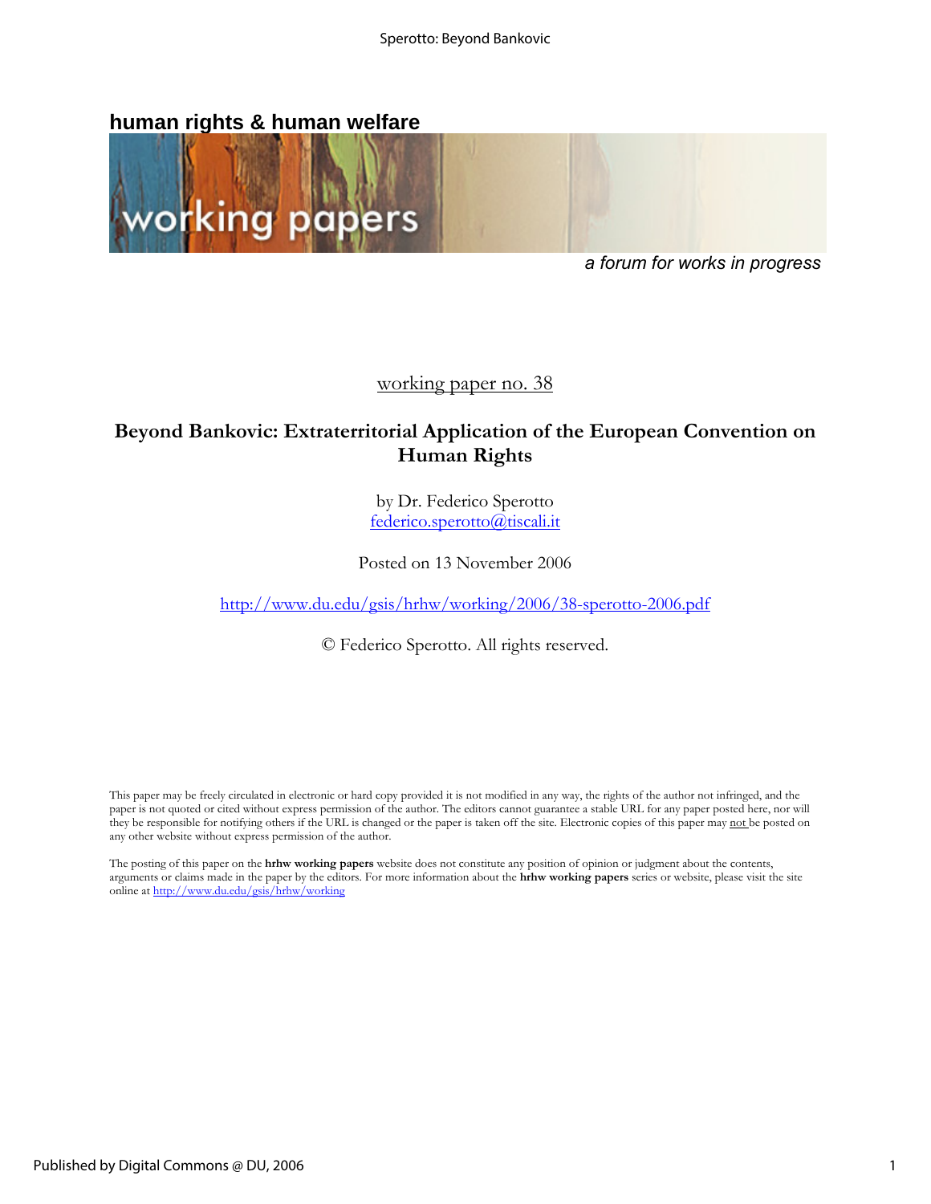**human rights & human welfare**

*a forum for works in progress*

working paper no. 38

# Beyond Bankovic: Extraterritorial Application of the European Convention on Human Rights

by Dr. Federico Sperotto
federico.sperotto@tiscali.it

Posted on 13 November 2006

http://www.du.edu/gsis/hrhw/working/2006/38-sperotto-2006.pdf

© Federico Sperotto. All rights reserved.

This paper may be freely circulated in electronic or hard copy provided it is not modified in any way, the rights of the author not infringed, and the paper is not quoted or cited without express permission of the author. The editors cannot guarantee a stable URL for any paper posted here, nor will they be responsible for notifying others if the URL is changed or the paper is taken off the site. Electronic copies of this paper may not be posted on any other website without express permission of the author.

The posting of this paper on the **hrhw working papers** website does not constitute any position of opinion or judgment about the contents, arguments or claims made in the paper by the editors. For more information about the **hrhw working papers** series or website, please visit the site online at http://www.du.edu/gsis/hrhw/working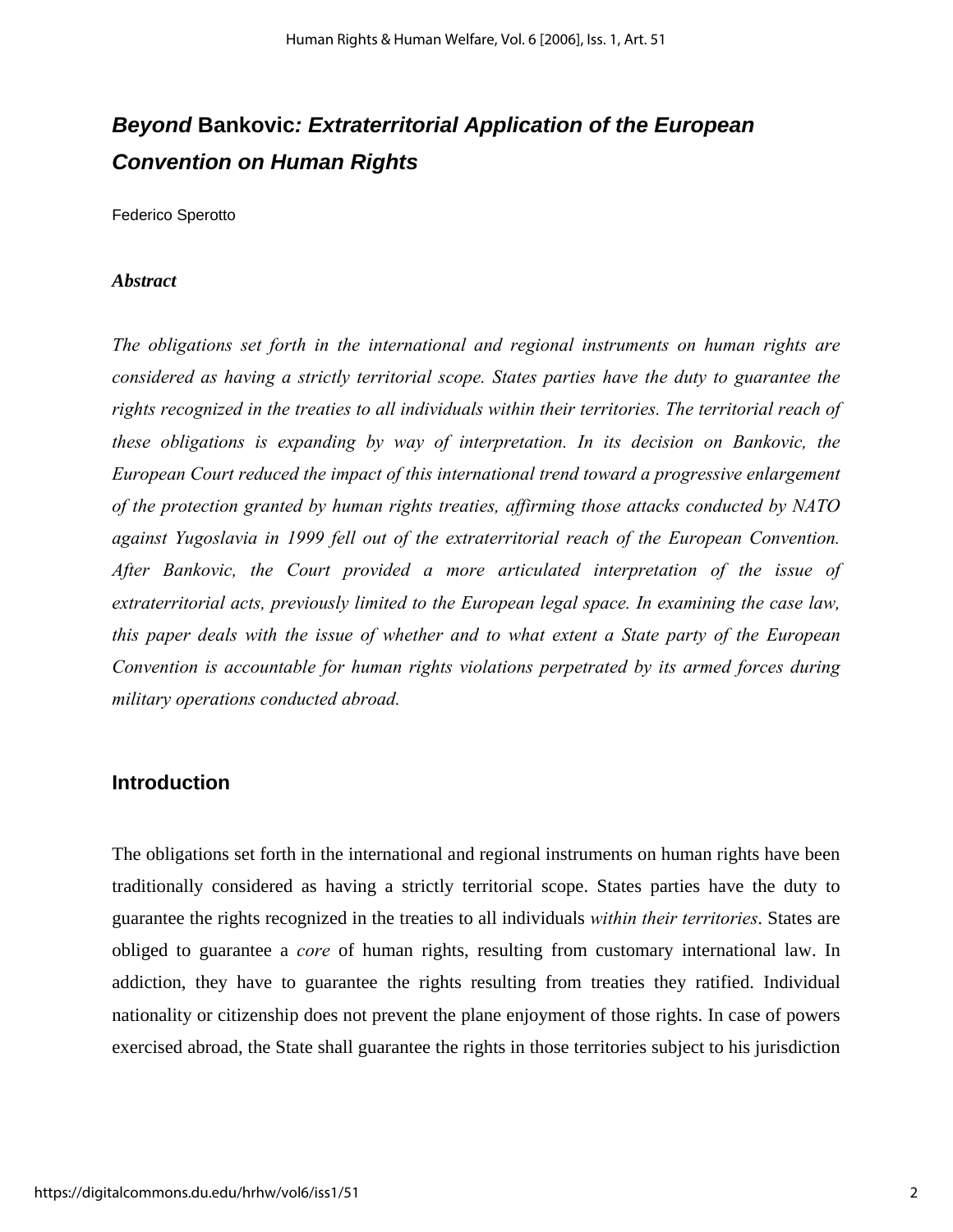# *Beyond* **Bankovic***: Extraterritorial Application of the European Convention on Human Rights*

Federico Sperotto

***Abstract***

*The obligations set forth in the international and regional instruments on human rights are considered as having a strictly territorial scope. States parties have the duty to guarantee the rights recognized in the treaties to all individuals within their territories. The territorial reach of these obligations is expanding by way of interpretation. In its decision on Bankovic, the European Court reduced the impact of this international trend toward a progressive enlargement of the protection granted by human rights treaties, affirming those attacks conducted by NATO against Yugoslavia in 1999 fell out of the extraterritorial reach of the European Convention. After Bankovic, the Court provided a more articulated interpretation of the issue of extraterritorial acts, previously limited to the European legal space. In examining the case law, this paper deals with the issue of whether and to what extent a State party of the European Convention is accountable for human rights violations perpetrated by its armed forces during military operations conducted abroad.*

## Introduction

The obligations set forth in the international and regional instruments on human rights have been traditionally considered as having a strictly territorial scope. States parties have the duty to guarantee the rights recognized in the treaties to all individuals *within their territories*. States are obliged to guarantee a *core* of human rights, resulting from customary international law. In addiction, they have to guarantee the rights resulting from treaties they ratified. Individual nationality or citizenship does not prevent the plane enjoyment of those rights. In case of powers exercised abroad, the State shall guarantee the rights in those territories subject to his jurisdiction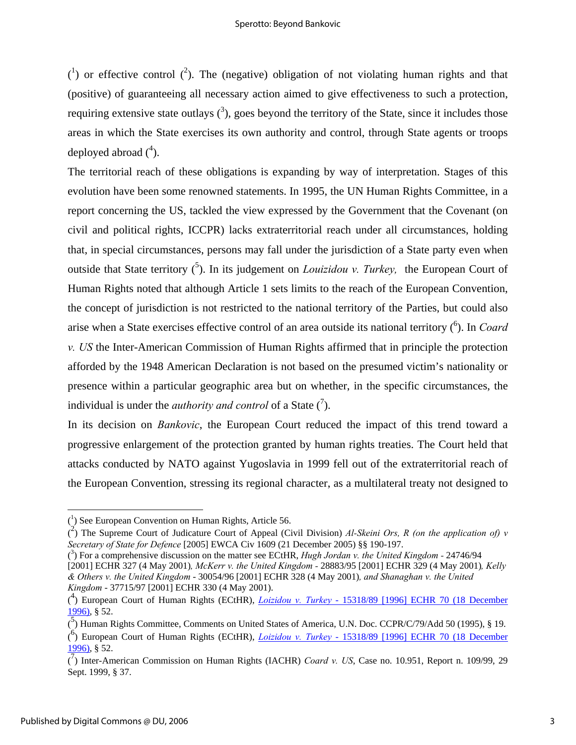([1]) or effective control ([2]). The (negative) obligation of not violating human rights and that (positive) of guaranteeing all necessary action aimed to give effectiveness to such a protection, requiring extensive state outlays ([3]), goes beyond the territory of the State, since it includes those areas in which the State exercises its own authority and control, through State agents or troops deployed abroad ([4]).

The territorial reach of these obligations is expanding by way of interpretation. Stages of this evolution have been some renowned statements. In 1995, the UN Human Rights Committee, in a report concerning the US, tackled the view expressed by the Government that the Covenant (on civil and political rights, ICCPR) lacks extraterritorial reach under all circumstances, holding that, in special circumstances, persons may fall under the jurisdiction of a State party even when outside that State territory ([5]). In its judgement on *Louizidou v. Turkey,* the European Court of Human Rights noted that although Article 1 sets limits to the reach of the European Convention, the concept of jurisdiction is not restricted to the national territory of the Parties, but could also arise when a State exercises effective control of an area outside its national territory ([6]). In *Coard v. US* the Inter-American Commission of Human Rights affirmed that in principle the protection afforded by the 1948 American Declaration is not based on the presumed victim's nationality or presence within a particular geographic area but on whether, in the specific circumstances, the individual is under the *authority and control* of a State ([7]).

In its decision on *Bankovic*, the European Court reduced the impact of this trend toward a progressive enlargement of the protection granted by human rights treaties. The Court held that attacks conducted by NATO against Yugoslavia in 1999 fell out of the extraterritorial reach of the European Convention, stressing its regional character, as a multilateral treaty not designed to

---

([1]) See European Convention on Human Rights, Article 56.

([2]) The Supreme Court of Judicature Court of Appeal (Civil Division) *Al-Skeini Ors, R (on the application of) v Secretary of State for Defence* [2005] EWCA Civ 1609 (21 December 2005) §§ 190-197.

([3]) For a comprehensive discussion on the matter see ECtHR, *Hugh Jordan v. the United Kingdom* - 24746/94 [2001] ECHR 327 (4 May 2001)*, McKerr v. the United Kingdom* - 28883/95 [2001] ECHR 329 (4 May 2001)*, Kelly & Others v. the United Kingdom* - 30054/96 [2001] ECHR 328 (4 May 2001)*, and Shanaghan v. the United Kingdom* - 37715/97 [2001] ECHR 330 (4 May 2001).

([4]) European Court of Human Rights (ECtHR), *Loizidou v. Turkey* - 15318/89 [1996] ECHR 70 (18 December 1996), § 52.

([5]) Human Rights Committee, Comments on United States of America, U.N. Doc. CCPR/C/79/Add 50 (1995), § 19.

([6]) European Court of Human Rights (ECtHR), *Loizidou v. Turkey* - 15318/89 [1996] ECHR 70 (18 December 1996), § 52.

([7]) Inter-American Commission on Human Rights (IACHR) *Coard v. US*, Case no. 10.951, Report n. 109/99, 29 Sept. 1999, § 37.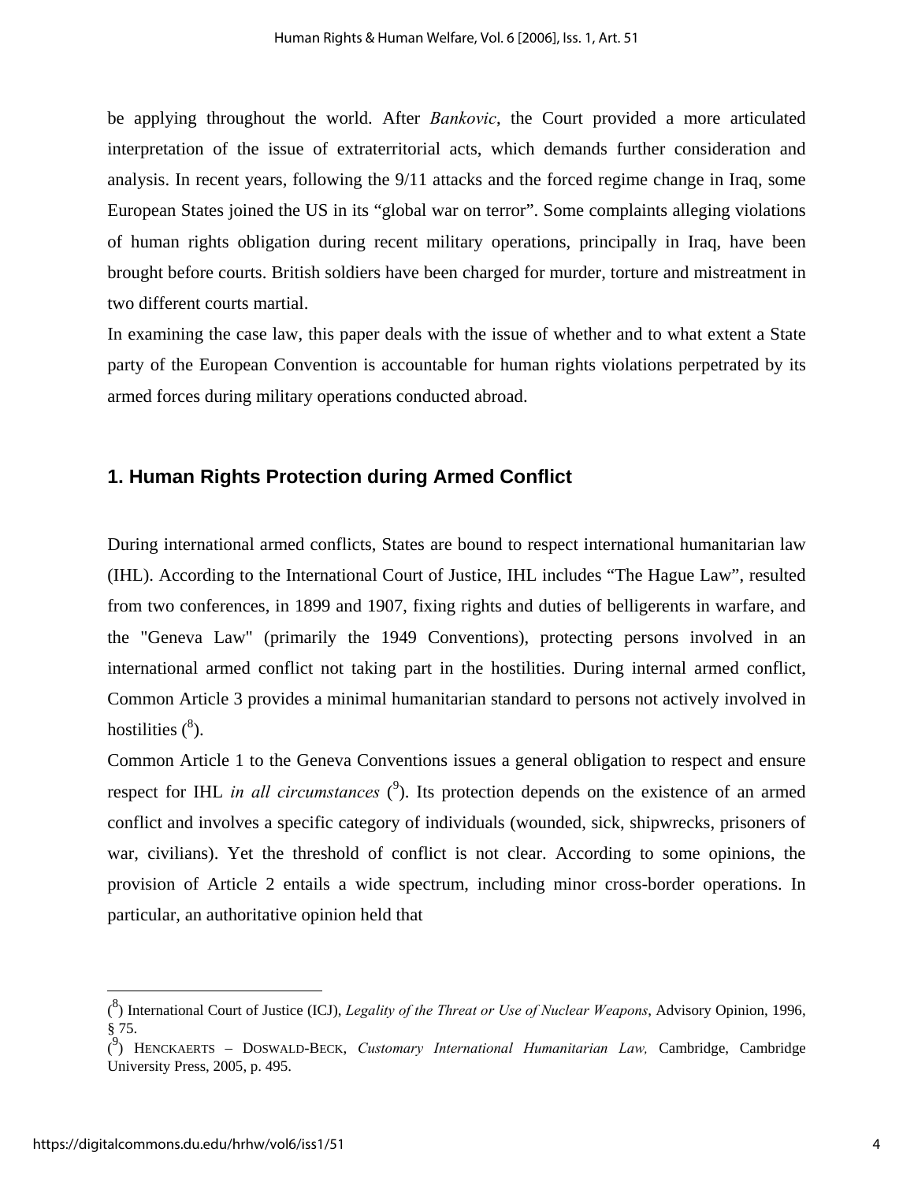be applying throughout the world. After *Bankovic*, the Court provided a more articulated interpretation of the issue of extraterritorial acts, which demands further consideration and analysis. In recent years, following the 9/11 attacks and the forced regime change in Iraq, some European States joined the US in its "global war on terror". Some complaints alleging violations of human rights obligation during recent military operations, principally in Iraq, have been brought before courts. British soldiers have been charged for murder, torture and mistreatment in two different courts martial.

In examining the case law, this paper deals with the issue of whether and to what extent a State party of the European Convention is accountable for human rights violations perpetrated by its armed forces during military operations conducted abroad.

## 1. Human Rights Protection during Armed Conflict

During international armed conflicts, States are bound to respect international humanitarian law (IHL). According to the International Court of Justice, IHL includes "The Hague Law", resulted from two conferences, in 1899 and 1907, fixing rights and duties of belligerents in warfare, and the "Geneva Law" (primarily the 1949 Conventions), protecting persons involved in an international armed conflict not taking part in the hostilities. During internal armed conflict, Common Article 3 provides a minimal humanitarian standard to persons not actively involved in hostilities ([8]).

Common Article 1 to the Geneva Conventions issues a general obligation to respect and ensure respect for IHL *in all circumstances* ([9]). Its protection depends on the existence of an armed conflict and involves a specific category of individuals (wounded, sick, shipwrecks, prisoners of war, civilians). Yet the threshold of conflict is not clear. According to some opinions, the provision of Article 2 entails a wide spectrum, including minor cross-border operations. In particular, an authoritative opinion held that

---

([8]) International Court of Justice (ICJ), *Legality of the Threat or Use of Nuclear Weapons*, Advisory Opinion, 1996, § 75.

([9]) HENCKAERTS – DOSWALD-BECK, *Customary International Humanitarian Law,* Cambridge, Cambridge University Press, 2005, p. 495.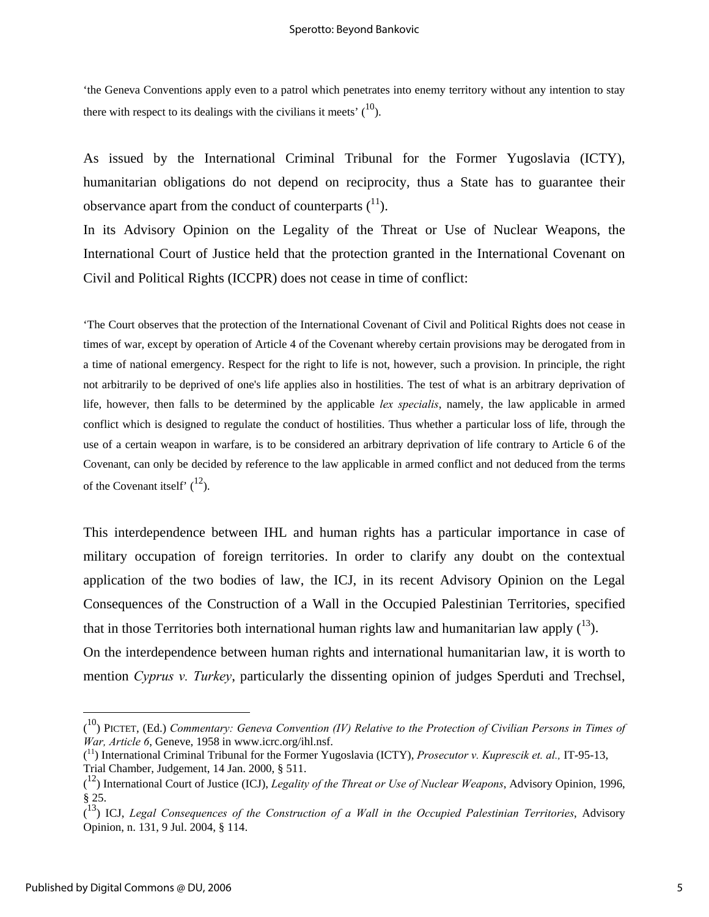'the Geneva Conventions apply even to a patrol which penetrates into enemy territory without any intention to stay there with respect to its dealings with the civilians it meets' ([10]).

As issued by the International Criminal Tribunal for the Former Yugoslavia (ICTY), humanitarian obligations do not depend on reciprocity, thus a State has to guarantee their observance apart from the conduct of counterparts ([11]).

In its Advisory Opinion on the Legality of the Threat or Use of Nuclear Weapons, the International Court of Justice held that the protection granted in the International Covenant on Civil and Political Rights (ICCPR) does not cease in time of conflict:

'The Court observes that the protection of the International Covenant of Civil and Political Rights does not cease in times of war, except by operation of Article 4 of the Covenant whereby certain provisions may be derogated from in a time of national emergency. Respect for the right to life is not, however, such a provision. In principle, the right not arbitrarily to be deprived of one's life applies also in hostilities. The test of what is an arbitrary deprivation of life, however, then falls to be determined by the applicable *lex specialis*, namely, the law applicable in armed conflict which is designed to regulate the conduct of hostilities. Thus whether a particular loss of life, through the use of a certain weapon in warfare, is to be considered an arbitrary deprivation of life contrary to Article 6 of the Covenant, can only be decided by reference to the law applicable in armed conflict and not deduced from the terms of the Covenant itself' ([12]).

This interdependence between IHL and human rights has a particular importance in case of military occupation of foreign territories. In order to clarify any doubt on the contextual application of the two bodies of law, the ICJ, in its recent Advisory Opinion on the Legal Consequences of the Construction of a Wall in the Occupied Palestinian Territories, specified that in those Territories both international human rights law and humanitarian law apply ([13]).

On the interdependence between human rights and international humanitarian law, it is worth to mention *Cyprus v. Turkey*, particularly the dissenting opinion of judges Sperduti and Trechsel,

---

([10]) PICTET, (Ed.) *Commentary: Geneva Convention (IV) Relative to the Protection of Civilian Persons in Times of War, Article 6*, Geneve, 1958 in www.icrc.org/ihl.nsf.

([11]) International Criminal Tribunal for the Former Yugoslavia (ICTY), *Prosecutor v. Kuprescik et. al.,* IT-95-13, Trial Chamber, Judgement, 14 Jan. 2000, § 511.

([12]) International Court of Justice (ICJ), *Legality of the Threat or Use of Nuclear Weapons*, Advisory Opinion, 1996, § 25.

([13]) ICJ, *Legal Consequences of the Construction of a Wall in the Occupied Palestinian Territories*, Advisory Opinion, n. 131, 9 Jul. 2004, § 114.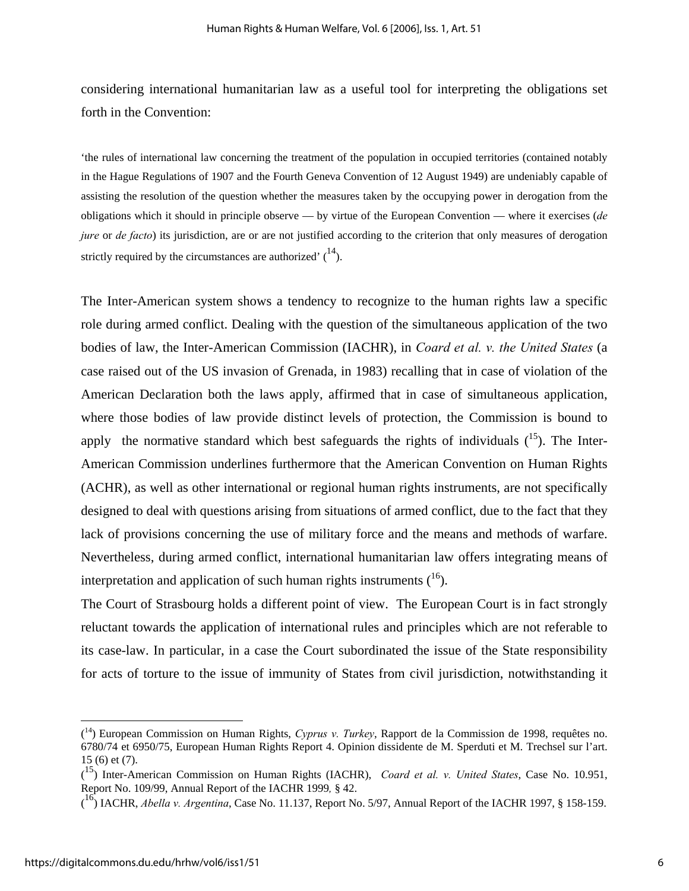considering international humanitarian law as a useful tool for interpreting the obligations set forth in the Convention:

> ‘the rules of international law concerning the treatment of the population in occupied territories (contained notably in the Hague Regulations of 1907 and the Fourth Geneva Convention of 12 August 1949) are undeniably capable of assisting the resolution of the question whether the measures taken by the occupying power in derogation from the obligations which it should in principle observe — by virtue of the European Convention — where it exercises (*de jure* or *de facto*) its jurisdiction, are or are not justified according to the criterion that only measures of derogation strictly required by the circumstances are authorized’ ([14]).

The Inter-American system shows a tendency to recognize to the human rights law a specific role during armed conflict. Dealing with the question of the simultaneous application of the two bodies of law, the Inter-American Commission (IACHR), in *Coard et al. v. the United States* (a case raised out of the US invasion of Grenada, in 1983) recalling that in case of violation of the American Declaration both the laws apply, affirmed that in case of simultaneous application, where those bodies of law provide distinct levels of protection, the Commission is bound to apply the normative standard which best safeguards the rights of individuals ([15]). The Inter-American Commission underlines furthermore that the American Convention on Human Rights (ACHR), as well as other international or regional human rights instruments, are not specifically designed to deal with questions arising from situations of armed conflict, due to the fact that they lack of provisions concerning the use of military force and the means and methods of warfare. Nevertheless, during armed conflict, international humanitarian law offers integrating means of interpretation and application of such human rights instruments ([16]).

The Court of Strasbourg holds a different point of view. The European Court is in fact strongly reluctant towards the application of international rules and principles which are not referable to its case-law. In particular, in a case the Court subordinated the issue of the State responsibility for acts of torture to the issue of immunity of States from civil jurisdiction, notwithstanding it

---

([14]) European Commission on Human Rights, *Cyprus v. Turkey*, Rapport de la Commission de 1998, requêtes no. 6780/74 et 6950/75, European Human Rights Report 4. Opinion dissidente de M. Sperduti et M. Trechsel sur l’art. 15 (6) et (7).

([15]) Inter-American Commission on Human Rights (IACHR), *Coard et al. v. United States*, Case No. 10.951, Report No. 109/99, Annual Report of the IACHR 1999, § 42.

([16]) IACHR, *Abella v. Argentina*, Case No. 11.137, Report No. 5/97, Annual Report of the IACHR 1997, § 158-159.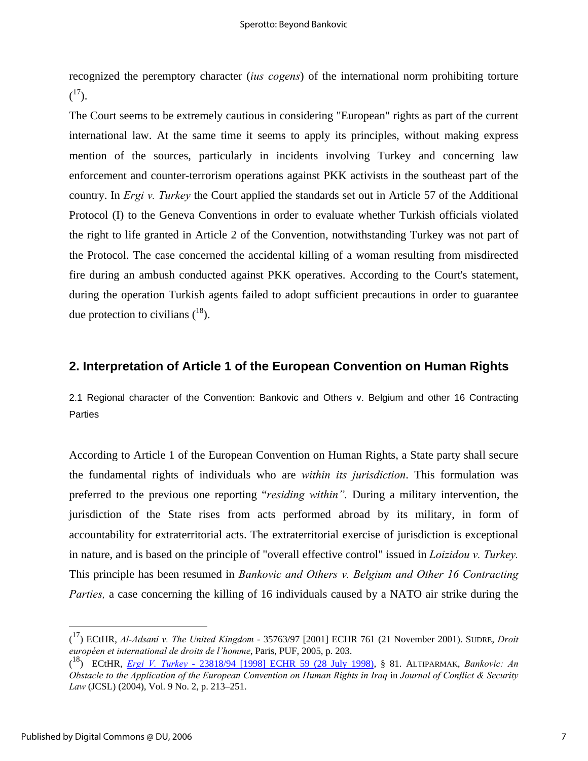recognized the peremptory character (*ius cogens*) of the international norm prohibiting torture ([17]).

The Court seems to be extremely cautious in considering "European" rights as part of the current international law. At the same time it seems to apply its principles, without making express mention of the sources, particularly in incidents involving Turkey and concerning law enforcement and counter-terrorism operations against PKK activists in the southeast part of the country. In *Ergi v. Turkey* the Court applied the standards set out in Article 57 of the Additional Protocol (I) to the Geneva Conventions in order to evaluate whether Turkish officials violated the right to life granted in Article 2 of the Convention, notwithstanding Turkey was not part of the Protocol. The case concerned the accidental killing of a woman resulting from misdirected fire during an ambush conducted against PKK operatives. According to the Court's statement, during the operation Turkish agents failed to adopt sufficient precautions in order to guarantee due protection to civilians ([18]).

## 2. Interpretation of Article 1 of the European Convention on Human Rights

### 2.1 Regional character of the Convention: Bankovic and Others v. Belgium and other 16 Contracting Parties

According to Article 1 of the European Convention on Human Rights, a State party shall secure the fundamental rights of individuals who are *within its jurisdiction*. This formulation was preferred to the previous one reporting "*residing within".* During a military intervention, the jurisdiction of the State rises from acts performed abroad by its military, in form of accountability for extraterritorial acts. The extraterritorial exercise of jurisdiction is exceptional in nature, and is based on the principle of "overall effective control" issued in *Loizidou v. Turkey.* This principle has been resumed in *Bankovic and Others v. Belgium and Other 16 Contracting Parties,* a case concerning the killing of 16 individuals caused by a NATO air strike during the

---

([17]) ECtHR, *Al-Adsani v. The United Kingdom* - 35763/97 [2001] ECHR 761 (21 November 2001). SUDRE, *Droit européen et international de droits de l'homme*, Paris, PUF, 2005, p. 203.

([18]) ECtHR, *Ergi V. Turkey* - 23818/94 [1998] ECHR 59 (28 July 1998), § 81. ALTIPARMAK, *Bankovic: An Obstacle to the Application of the European Convention on Human Rights in Iraq* in *Journal of Conflict & Security Law* (JCSL) (2004), Vol. 9 No. 2, p. 213–251.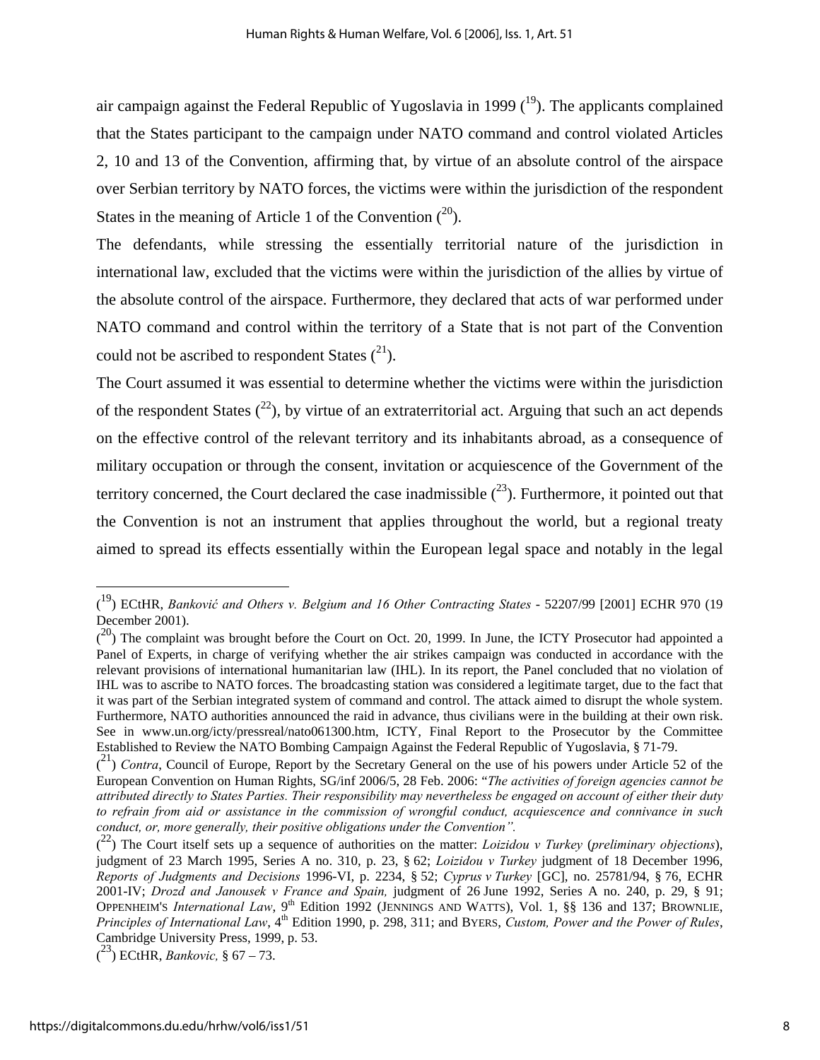air campaign against the Federal Republic of Yugoslavia in 1999 ([19]). The applicants complained that the States participant to the campaign under NATO command and control violated Articles 2, 10 and 13 of the Convention, affirming that, by virtue of an absolute control of the airspace over Serbian territory by NATO forces, the victims were within the jurisdiction of the respondent States in the meaning of Article 1 of the Convention ([20]).

The defendants, while stressing the essentially territorial nature of the jurisdiction in international law, excluded that the victims were within the jurisdiction of the allies by virtue of the absolute control of the airspace. Furthermore, they declared that acts of war performed under NATO command and control within the territory of a State that is not part of the Convention could not be ascribed to respondent States ([21]).

The Court assumed it was essential to determine whether the victims were within the jurisdiction of the respondent States ([22]), by virtue of an extraterritorial act. Arguing that such an act depends on the effective control of the relevant territory and its inhabitants abroad, as a consequence of military occupation or through the consent, invitation or acquiescence of the Government of the territory concerned, the Court declared the case inadmissible ([23]). Furthermore, it pointed out that the Convention is not an instrument that applies throughout the world, but a regional treaty aimed to spread its effects essentially within the European legal space and notably in the legal

---

([19]) ECtHR, *Banković and Others v. Belgium and 16 Other Contracting States* - 52207/99 [2001] ECHR 970 (19 December 2001).

([20]) The complaint was brought before the Court on Oct. 20, 1999. In June, the ICTY Prosecutor had appointed a Panel of Experts, in charge of verifying whether the air strikes campaign was conducted in accordance with the relevant provisions of international humanitarian law (IHL). In its report, the Panel concluded that no violation of IHL was to ascribe to NATO forces. The broadcasting station was considered a legitimate target, due to the fact that it was part of the Serbian integrated system of command and control. The attack aimed to disrupt the whole system. Furthermore, NATO authorities announced the raid in advance, thus civilians were in the building at their own risk. See in www.un.org/icty/pressreal/nato061300.htm, ICTY, Final Report to the Prosecutor by the Committee Established to Review the NATO Bombing Campaign Against the Federal Republic of Yugoslavia, § 71-79.

([21]) *Contra*, Council of Europe, Report by the Secretary General on the use of his powers under Article 52 of the European Convention on Human Rights, SG/inf 2006/5, 28 Feb. 2006: "*The activities of foreign agencies cannot be attributed directly to States Parties. Their responsibility may nevertheless be engaged on account of either their duty to refrain from aid or assistance in the commission of wrongful conduct, acquiescence and connivance in such conduct, or, more generally, their positive obligations under the Convention".*

([22]) The Court itself sets up a sequence of authorities on the matter: *Loizidou v Turkey* (*preliminary objections*), judgment of 23 March 1995, Series A no. 310, p. 23, § 62; *Loizidou v Turkey* judgment of 18 December 1996, *Reports of Judgments and Decisions* 1996-VI, p. 2234, § 52; *Cyprus v Turkey* [GC], no. 25781/94, § 76, ECHR 2001-IV; *Drozd and Janousek v France and Spain,* judgment of 26 June 1992, Series A no. 240, p. 29, § 91; OPPENHEIM'S *International Law*, 9th Edition 1992 (JENNINGS AND WATTS), Vol. 1, §§ 136 and 137; BROWNLIE, *Principles of International Law*, 4th Edition 1990, p. 298, 311; and BYERS, *Custom, Power and the Power of Rules*, Cambridge University Press, 1999, p. 53.

([23]) ECtHR, *Bankovic,* § 67 – 73.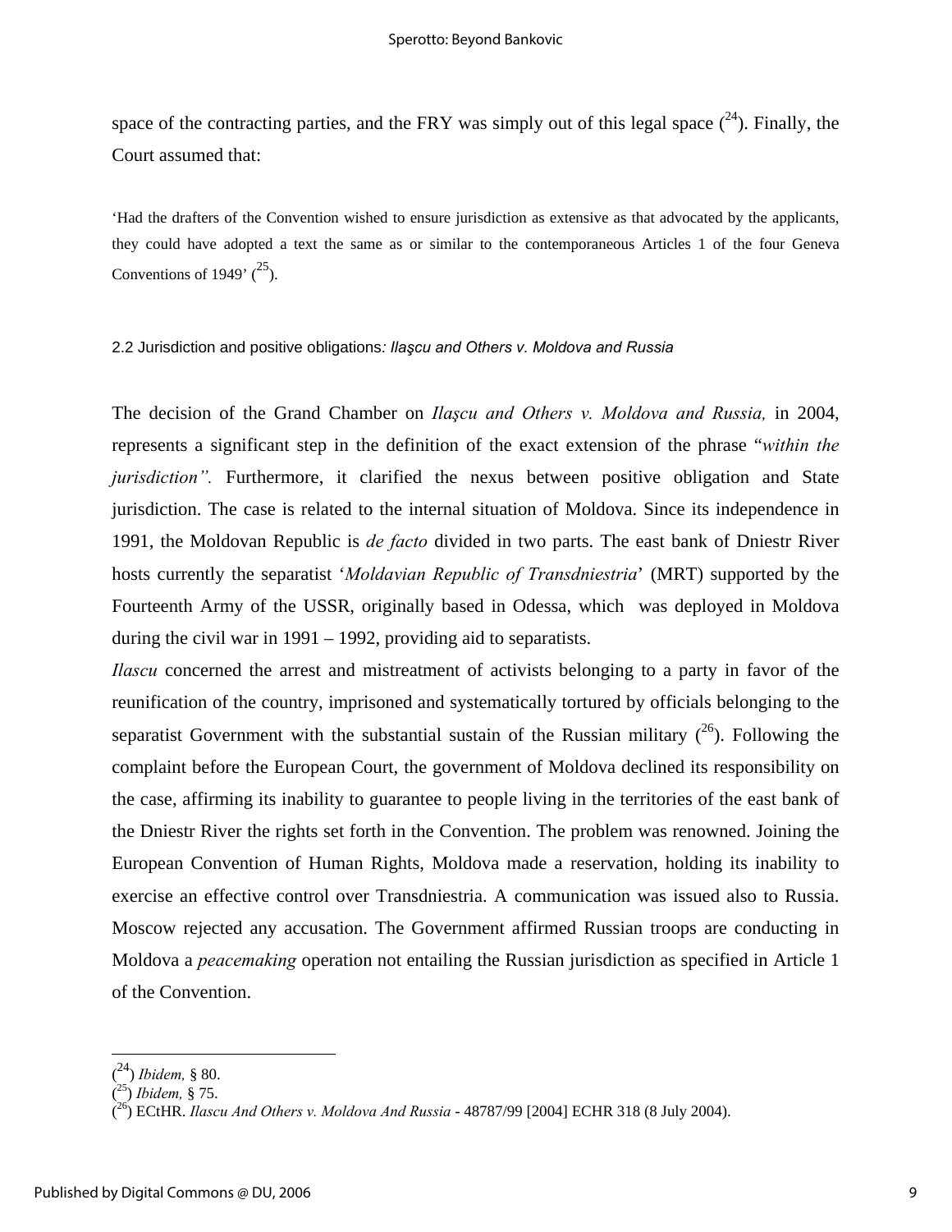space of the contracting parties, and the FRY was simply out of this legal space ([24]). Finally, the Court assumed that:

> 'Had the drafters of the Convention wished to ensure jurisdiction as extensive as that advocated by the applicants, they could have adopted a text the same as or similar to the contemporaneous Articles 1 of the four Geneva Conventions of 1949' ([25]).

### 2.2 Jurisdiction and positive obligations*: Ilaşcu and Others v. Moldova and Russia*

The decision of the Grand Chamber on *Ilaşcu and Others v. Moldova and Russia,* in 2004, represents a significant step in the definition of the exact extension of the phrase "*within the jurisdiction".* Furthermore, it clarified the nexus between positive obligation and State jurisdiction. The case is related to the internal situation of Moldova. Since its independence in 1991, the Moldovan Republic is *de facto* divided in two parts. The east bank of Dniestr River hosts currently the separatist '*Moldavian Republic of Transdniestria*' (MRT) supported by the Fourteenth Army of the USSR, originally based in Odessa, which was deployed in Moldova during the civil war in 1991 – 1992, providing aid to separatists.

*Ilascu* concerned the arrest and mistreatment of activists belonging to a party in favor of the reunification of the country, imprisoned and systematically tortured by officials belonging to the separatist Government with the substantial sustain of the Russian military ([26]). Following the complaint before the European Court, the government of Moldova declined its responsibility on the case, affirming its inability to guarantee to people living in the territories of the east bank of the Dniestr River the rights set forth in the Convention. The problem was renowned. Joining the European Convention of Human Rights, Moldova made a reservation, holding its inability to exercise an effective control over Transdniestria. A communication was issued also to Russia. Moscow rejected any accusation. The Government affirmed Russian troops are conducting in Moldova a *peacemaking* operation not entailing the Russian jurisdiction as specified in Article 1 of the Convention.

---

([24]) *Ibidem,* § 80.
([25]) *Ibidem,* § 75.
([26]) ECtHR. *Ilascu And Others v. Moldova And Russia* - 48787/99 [2004] ECHR 318 (8 July 2004).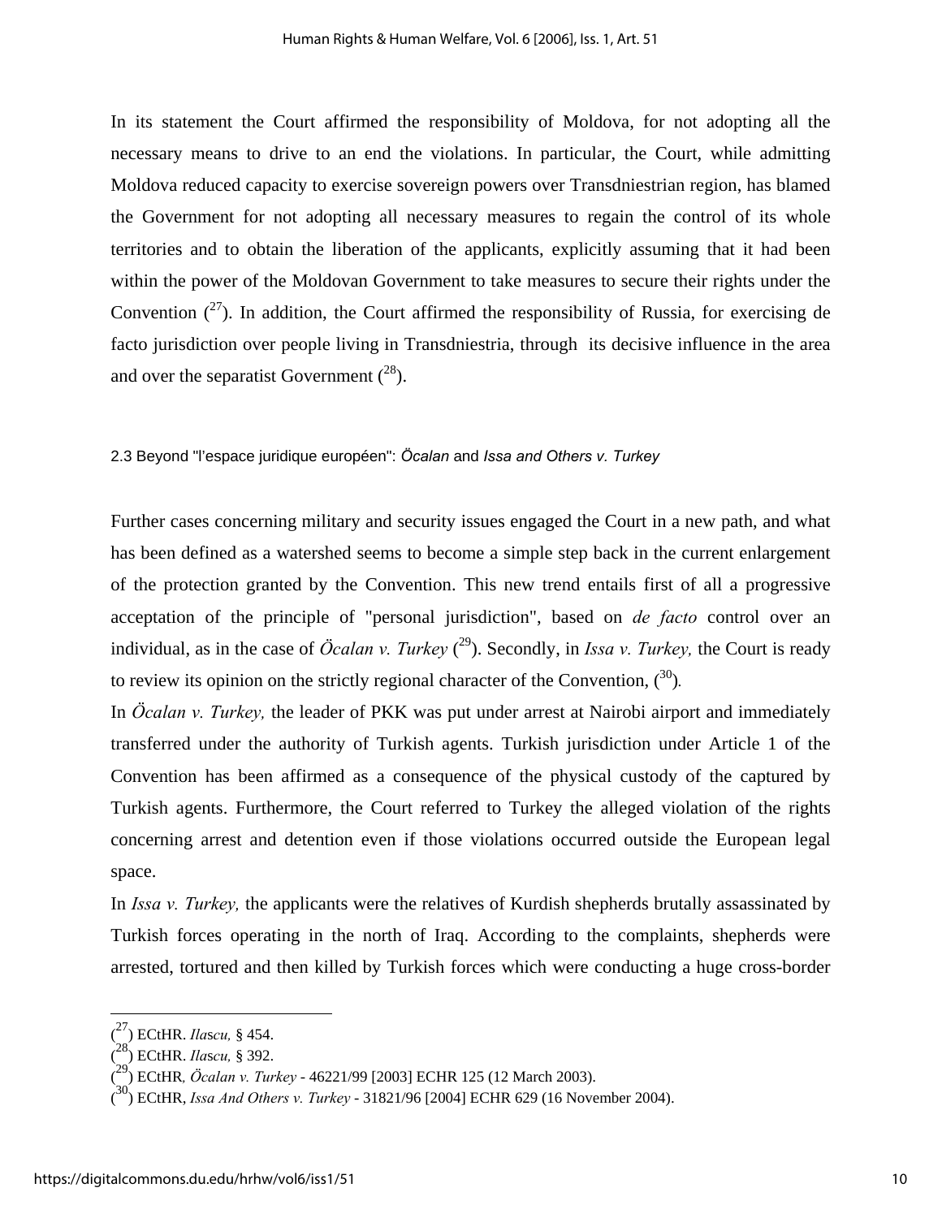In its statement the Court affirmed the responsibility of Moldova, for not adopting all the necessary means to drive to an end the violations. In particular, the Court, while admitting Moldova reduced capacity to exercise sovereign powers over Transdniestrian region, has blamed the Government for not adopting all necessary measures to regain the control of its whole territories and to obtain the liberation of the applicants, explicitly assuming that it had been within the power of the Moldovan Government to take measures to secure their rights under the Convention ([27]). In addition, the Court affirmed the responsibility of Russia, for exercising de facto jurisdiction over people living in Transdniestria, through its decisive influence in the area and over the separatist Government ([28]).

### 2.3 Beyond "l'espace juridique européen": *Öcalan* and *Issa and Others v. Turkey*

Further cases concerning military and security issues engaged the Court in a new path, and what has been defined as a watershed seems to become a simple step back in the current enlargement of the protection granted by the Convention. This new trend entails first of all a progressive acceptation of the principle of "personal jurisdiction", based on *de facto* control over an individual, as in the case of *Öcalan v. Turkey* ([29]). Secondly, in *Issa v. Turkey,* the Court is ready to review its opinion on the strictly regional character of the Convention, ([30]).

In *Öcalan v. Turkey,* the leader of PKK was put under arrest at Nairobi airport and immediately transferred under the authority of Turkish agents. Turkish jurisdiction under Article 1 of the Convention has been affirmed as a consequence of the physical custody of the captured by Turkish agents. Furthermore, the Court referred to Turkey the alleged violation of the rights concerning arrest and detention even if those violations occurred outside the European legal space.

In *Issa v. Turkey,* the applicants were the relatives of Kurdish shepherds brutally assassinated by Turkish forces operating in the north of Iraq. According to the complaints, shepherds were arrested, tortured and then killed by Turkish forces which were conducting a huge cross-border

---

([27]) ECtHR. *Ilascu,* § 454.

([28]) ECtHR. *Ilascu,* § 392.

([29]) ECtHR*, Öcalan v. Turkey* - 46221/99 [2003] ECHR 125 (12 March 2003).

([30]) ECtHR, *Issa And Others v. Turkey* - 31821/96 [2004] ECHR 629 (16 November 2004).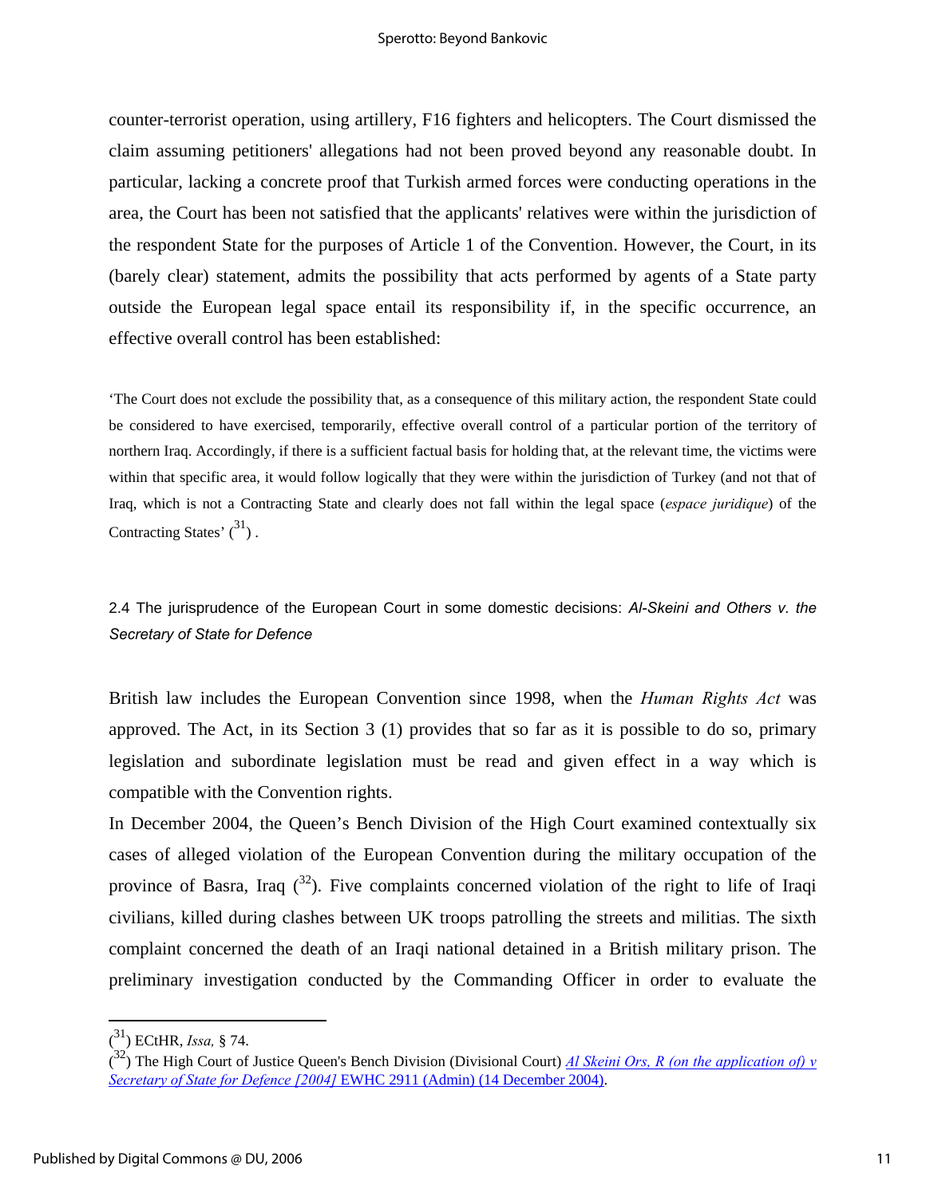counter-terrorist operation, using artillery, F16 fighters and helicopters. The Court dismissed the claim assuming petitioners' allegations had not been proved beyond any reasonable doubt. In particular, lacking a concrete proof that Turkish armed forces were conducting operations in the area, the Court has been not satisfied that the applicants' relatives were within the jurisdiction of the respondent State for the purposes of Article 1 of the Convention. However, the Court, in its (barely clear) statement, admits the possibility that acts performed by agents of a State party outside the European legal space entail its responsibility if, in the specific occurrence, an effective overall control has been established:

> 'The Court does not exclude the possibility that, as a consequence of this military action, the respondent State could be considered to have exercised, temporarily, effective overall control of a particular portion of the territory of northern Iraq. Accordingly, if there is a sufficient factual basis for holding that, at the relevant time, the victims were within that specific area, it would follow logically that they were within the jurisdiction of Turkey (and not that of Iraq, which is not a Contracting State and clearly does not fall within the legal space (*espace juridique*) of the Contracting States' ([31]) .

### 2.4 The jurisprudence of the European Court in some domestic decisions: *Al-Skeini and Others v. the Secretary of State for Defence*

British law includes the European Convention since 1998, when the *Human Rights Act* was approved. The Act, in its Section 3 (1) provides that so far as it is possible to do so, primary legislation and subordinate legislation must be read and given effect in a way which is compatible with the Convention rights.

In December 2004, the Queen's Bench Division of the High Court examined contextually six cases of alleged violation of the European Convention during the military occupation of the province of Basra, Iraq ([32]). Five complaints concerned violation of the right to life of Iraqi civilians, killed during clashes between UK troops patrolling the streets and militias. The sixth complaint concerned the death of an Iraqi national detained in a British military prison. The preliminary investigation conducted by the Commanding Officer in order to evaluate the

---

([31]) ECtHR, *Issa,* § 74.

([32]) The High Court of Justice Queen's Bench Division (Divisional Court) *Al Skeini Ors, R (on the application of) v Secretary of State for Defence [2004]* EWHC 2911 (Admin) (14 December 2004).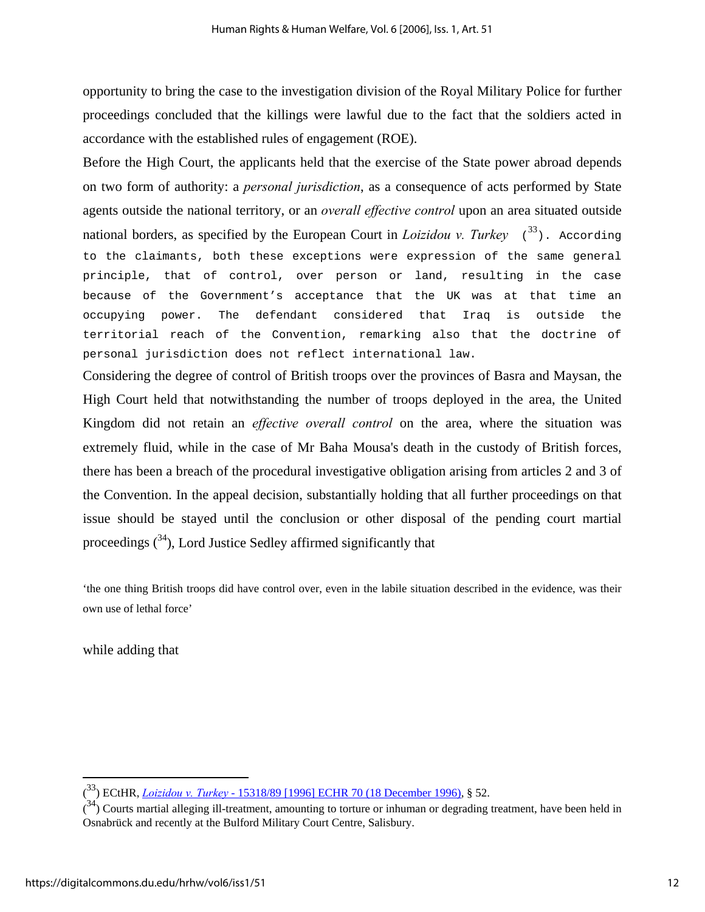opportunity to bring the case to the investigation division of the Royal Military Police for further proceedings concluded that the killings were lawful due to the fact that the soldiers acted in accordance with the established rules of engagement (ROE).

Before the High Court, the applicants held that the exercise of the State power abroad depends on two form of authority: a *personal jurisdiction*, as a consequence of acts performed by State agents outside the national territory, or an *overall effective control* upon an area situated outside national borders, as specified by the European Court in *Loizidou v. Turkey* ([33]). According to the claimants, both these exceptions were expression of the same general principle, that of control, over person or land, resulting in the case because of the Government's acceptance that the UK was at that time an occupying power. The defendant considered that Iraq is outside the territorial reach of the Convention, remarking also that the doctrine of personal jurisdiction does not reflect international law.

Considering the degree of control of British troops over the provinces of Basra and Maysan, the High Court held that notwithstanding the number of troops deployed in the area, the United Kingdom did not retain an *effective overall control* on the area, where the situation was extremely fluid, while in the case of Mr Baha Mousa's death in the custody of British forces, there has been a breach of the procedural investigative obligation arising from articles 2 and 3 of the Convention. In the appeal decision, substantially holding that all further proceedings on that issue should be stayed until the conclusion or other disposal of the pending court martial proceedings ([34]), Lord Justice Sedley affirmed significantly that

> 'the one thing British troops did have control over, even in the labile situation described in the evidence, was their own use of lethal force'

while adding that

---

([33]) ECtHR, *Loizidou v. Turkey* - 15318/89 [1996] ECHR 70 (18 December 1996), § 52.

([34]) Courts martial alleging ill-treatment, amounting to torture or inhuman or degrading treatment, have been held in Osnabrück and recently at the Bulford Military Court Centre, Salisbury.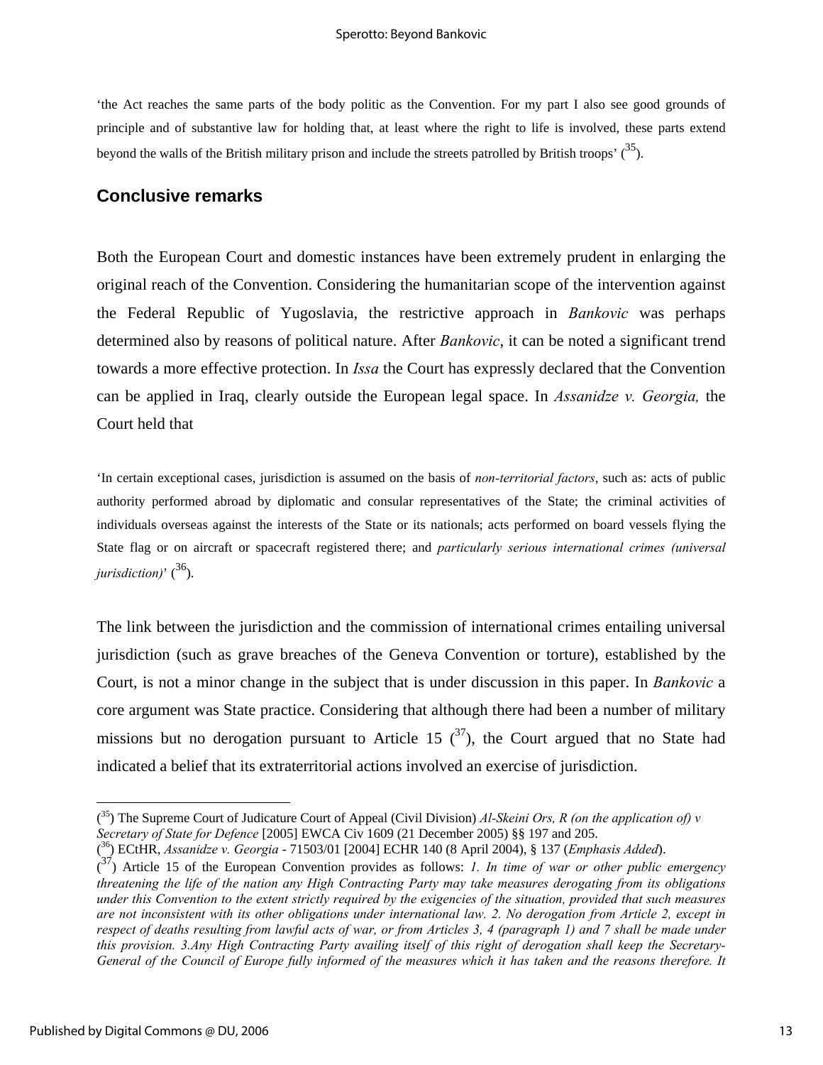'the Act reaches the same parts of the body politic as the Convention. For my part I also see good grounds of principle and of substantive law for holding that, at least where the right to life is involved, these parts extend beyond the walls of the British military prison and include the streets patrolled by British troops' ([35]).

## Conclusive remarks

Both the European Court and domestic instances have been extremely prudent in enlarging the original reach of the Convention. Considering the humanitarian scope of the intervention against the Federal Republic of Yugoslavia, the restrictive approach in *Bankovic* was perhaps determined also by reasons of political nature. After *Bankovic*, it can be noted a significant trend towards a more effective protection. In *Issa* the Court has expressly declared that the Convention can be applied in Iraq, clearly outside the European legal space. In *Assanidze v. Georgia,* the Court held that

'In certain exceptional cases, jurisdiction is assumed on the basis of *non-territorial factors*, such as: acts of public authority performed abroad by diplomatic and consular representatives of the State; the criminal activities of individuals overseas against the interests of the State or its nationals; acts performed on board vessels flying the State flag or on aircraft or spacecraft registered there; and *particularly serious international crimes (universal jurisdiction)*' ([36]).

The link between the jurisdiction and the commission of international crimes entailing universal jurisdiction (such as grave breaches of the Geneva Convention or torture), established by the Court, is not a minor change in the subject that is under discussion in this paper. In *Bankovic* a core argument was State practice. Considering that although there had been a number of military missions but no derogation pursuant to Article 15 ([37]), the Court argued that no State had indicated a belief that its extraterritorial actions involved an exercise of jurisdiction.

---

([35]) The Supreme Court of Judicature Court of Appeal (Civil Division) *Al-Skeini Ors, R (on the application of) v Secretary of State for Defence* [2005] EWCA Civ 1609 (21 December 2005) §§ 197 and 205.

([36]) ECtHR, *Assanidze v. Georgia* - 71503/01 [2004] ECHR 140 (8 April 2004), § 137 (*Emphasis Added*).

([37]) Article 15 of the European Convention provides as follows: *1. In time of war or other public emergency threatening the life of the nation any High Contracting Party may take measures derogating from its obligations under this Convention to the extent strictly required by the exigencies of the situation, provided that such measures are not inconsistent with its other obligations under international law. 2. No derogation from Article 2, except in respect of deaths resulting from lawful acts of war, or from Articles 3, 4 (paragraph 1) and 7 shall be made under this provision. 3.Any High Contracting Party availing itself of this right of derogation shall keep the Secretary-General of the Council of Europe fully informed of the measures which it has taken and the reasons therefore. It*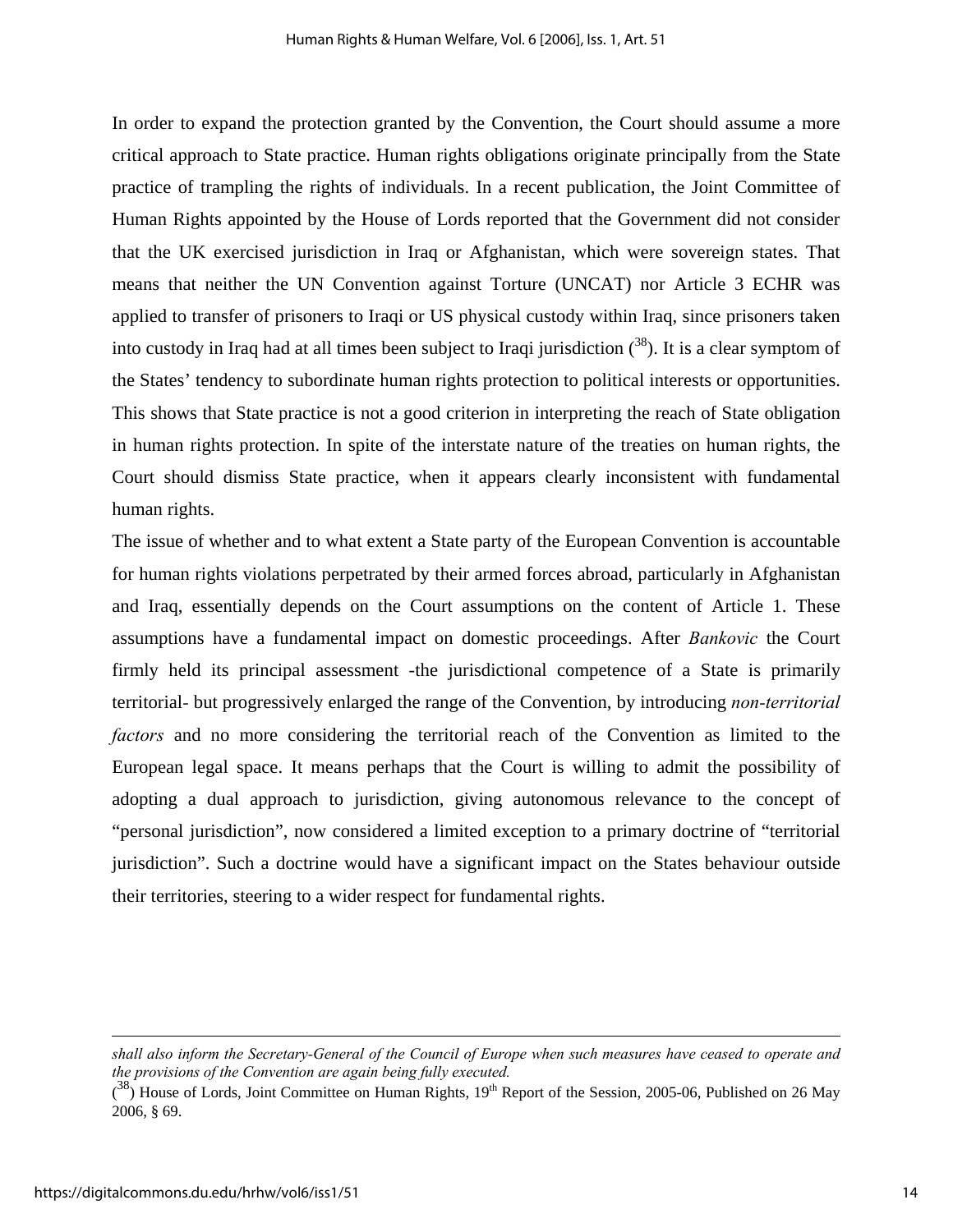In order to expand the protection granted by the Convention, the Court should assume a more critical approach to State practice. Human rights obligations originate principally from the State practice of trampling the rights of individuals. In a recent publication, the Joint Committee of Human Rights appointed by the House of Lords reported that the Government did not consider that the UK exercised jurisdiction in Iraq or Afghanistan, which were sovereign states. That means that neither the UN Convention against Torture (UNCAT) nor Article 3 ECHR was applied to transfer of prisoners to Iraqi or US physical custody within Iraq, since prisoners taken into custody in Iraq had at all times been subject to Iraqi jurisdiction ([38]). It is a clear symptom of the States' tendency to subordinate human rights protection to political interests or opportunities. This shows that State practice is not a good criterion in interpreting the reach of State obligation in human rights protection. In spite of the interstate nature of the treaties on human rights, the Court should dismiss State practice, when it appears clearly inconsistent with fundamental human rights.

The issue of whether and to what extent a State party of the European Convention is accountable for human rights violations perpetrated by their armed forces abroad, particularly in Afghanistan and Iraq, essentially depends on the Court assumptions on the content of Article 1. These assumptions have a fundamental impact on domestic proceedings. After *Bankovic* the Court firmly held its principal assessment -the jurisdictional competence of a State is primarily territorial- but progressively enlarged the range of the Convention, by introducing *non-territorial factors* and no more considering the territorial reach of the Convention as limited to the European legal space. It means perhaps that the Court is willing to admit the possibility of adopting a dual approach to jurisdiction, giving autonomous relevance to the concept of "personal jurisdiction", now considered a limited exception to a primary doctrine of "territorial jurisdiction". Such a doctrine would have a significant impact on the States behaviour outside their territories, steering to a wider respect for fundamental rights.

---

*shall also inform the Secretary-General of the Council of Europe when such measures have ceased to operate and the provisions of the Convention are again being fully executed.*

([38]) House of Lords, Joint Committee on Human Rights, 19th Report of the Session, 2005-06, Published on 26 May 2006, § 69.